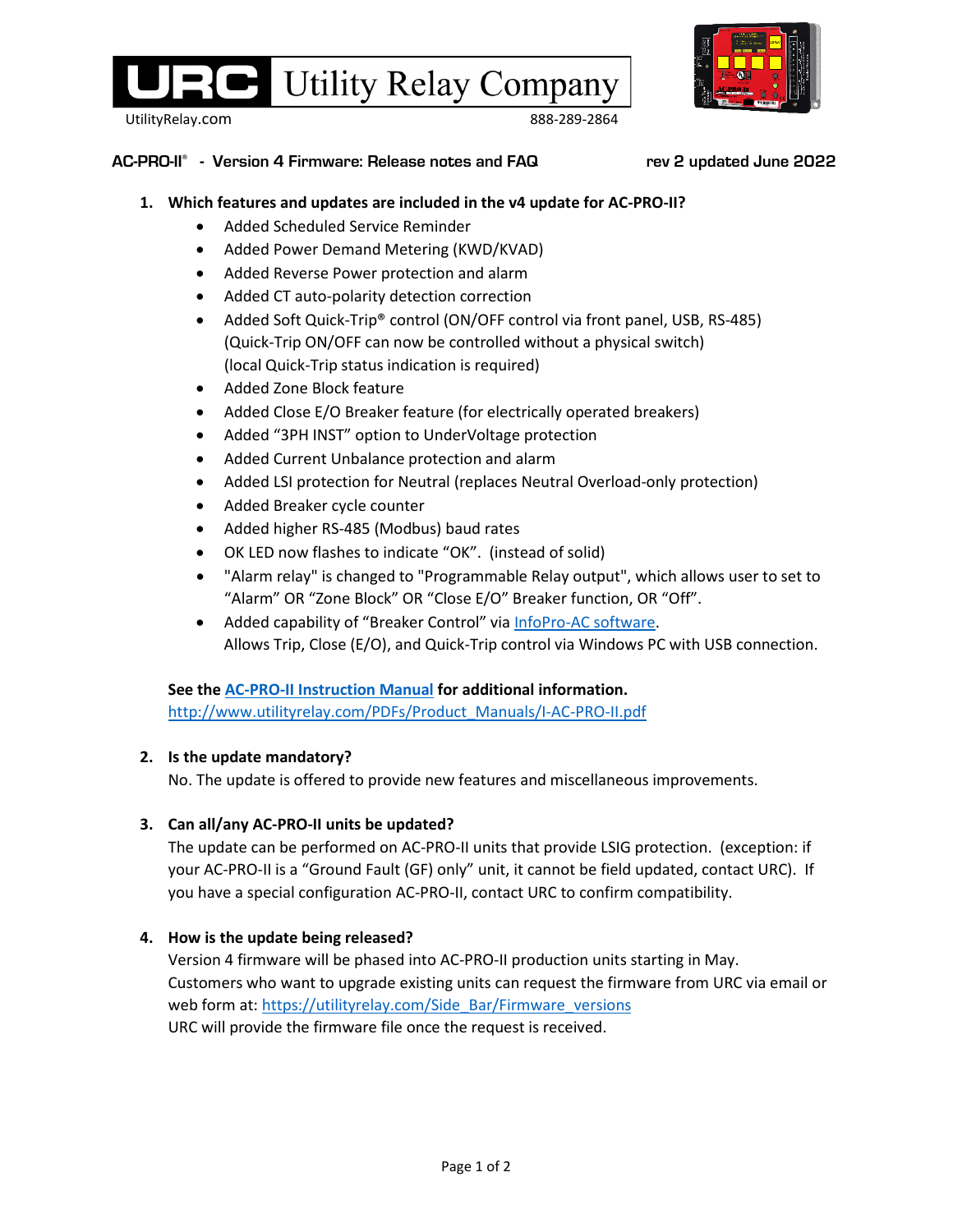# URC Utility Relay Company

UtilityRelay.com 888-289-2864

**AC-PRO-II® - Version 4 Firmware: Release notes and FAQ** **rev 2 updated June 2022**

1. **Which features and updates are included in the v4 update for AC-PRO-II?**
   - Added Scheduled Service Reminder
   - Added Power Demand Metering (KWD/KVAD)
   - Added Reverse Power protection and alarm
   - Added CT auto-polarity detection correction
   - Added Soft Quick-Trip® control (ON/OFF control via front panel, USB, RS-485)
     (Quick-Trip ON/OFF can now be controlled without a physical switch)
     (local Quick-Trip status indication is required)
   - Added Zone Block feature
   - Added Close E/O Breaker feature (for electrically operated breakers)
   - Added "3PH INST" option to UnderVoltage protection
   - Added Current Unbalance protection and alarm
   - Added LSI protection for Neutral (replaces Neutral Overload-only protection)
   - Added Breaker cycle counter
   - Added higher RS-485 (Modbus) baud rates
   - OK LED now flashes to indicate "OK". (instead of solid)
   - "Alarm relay" is changed to "Programmable Relay output", which allows user to set to "Alarm" OR "Zone Block" OR "Close E/O" Breaker function, OR "Off".
   - Added capability of "Breaker Control" via InfoPro-AC software.
     Allows Trip, Close (E/O), and Quick-Trip control via Windows PC with USB connection.

   **See the AC-PRO-II Instruction Manual for additional information.**
   http://www.utilityrelay.com/PDFs/Product_Manuals/I-AC-PRO-II.pdf

2. **Is the update mandatory?**
   No. The update is offered to provide new features and miscellaneous improvements.

3. **Can all/any AC-PRO-II units be updated?**
   The update can be performed on AC-PRO-II units that provide LSIG protection. (exception: if your AC-PRO-II is a "Ground Fault (GF) only" unit, it cannot be field updated, contact URC). If you have a special configuration AC-PRO-II, contact URC to confirm compatibility.

4. **How is the update being released?**
   Version 4 firmware will be phased into AC-PRO-II production units starting in May.
   Customers who want to upgrade existing units can request the firmware from URC via email or web form at: https://utilityrelay.com/Side_Bar/Firmware_versions
   URC will provide the firmware file once the request is received.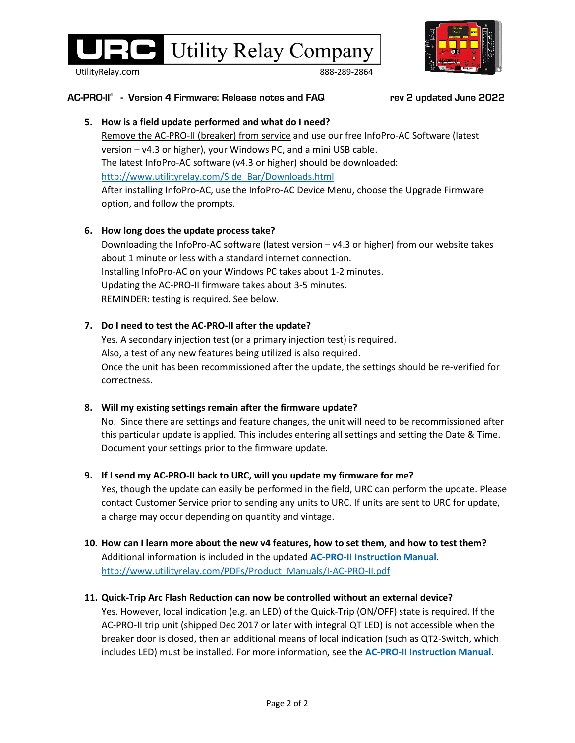**AC-PRO-II® - Version 4 Firmware: Release notes and FAQ** **rev 2 updated June 2022**

5. **How is a field update performed and what do I need?**
   Remove the AC-PRO-II (breaker) from service and use our free InfoPro-AC Software (latest version – v4.3 or higher), your Windows PC, and a mini USB cable.
   The latest InfoPro-AC software (v4.3 or higher) should be downloaded:
   http://www.utilityrelay.com/Side_Bar/Downloads.html
   After installing InfoPro-AC, use the InfoPro-AC Device Menu, choose the Upgrade Firmware option, and follow the prompts.

6. **How long does the update process take?**
   Downloading the InfoPro-AC software (latest version – v4.3 or higher) from our website takes about 1 minute or less with a standard internet connection.
   Installing InfoPro-AC on your Windows PC takes about 1-2 minutes.
   Updating the AC-PRO-II firmware takes about 3-5 minutes.
   REMINDER: testing is required. See below.

7. **Do I need to test the AC-PRO-II after the update?**
   Yes. A secondary injection test (or a primary injection test) is required.
   Also, a test of any new features being utilized is also required.
   Once the unit has been recommissioned after the update, the settings should be re-verified for correctness.

8. **Will my existing settings remain after the firmware update?**
   No. Since there are settings and feature changes, the unit will need to be recommissioned after this particular update is applied. This includes entering all settings and setting the Date & Time. Document your settings prior to the firmware update.

9. **If I send my AC-PRO-II back to URC, will you update my firmware for me?**
   Yes, though the update can easily be performed in the field, URC can perform the update. Please contact Customer Service prior to sending any units to URC. If units are sent to URC for update, a charge may occur depending on quantity and vintage.

10. **How can I learn more about the new v4 features, how to set them, and how to test them?**
    Additional information is included in the updated **AC-PRO-II Instruction Manual**.
    http://www.utilityrelay.com/PDFs/Product_Manuals/I-AC-PRO-II.pdf

11. **Quick-Trip Arc Flash Reduction can now be controlled without an external device?**
    Yes. However, local indication (e.g. an LED) of the Quick-Trip (ON/OFF) state is required. If the AC-PRO-II trip unit (shipped Dec 2017 or later with integral QT LED) is not accessible when the breaker door is closed, then an additional means of local indication (such as QT2-Switch, which includes LED) must be installed. For more information, see the **AC-PRO-II Instruction Manual**.